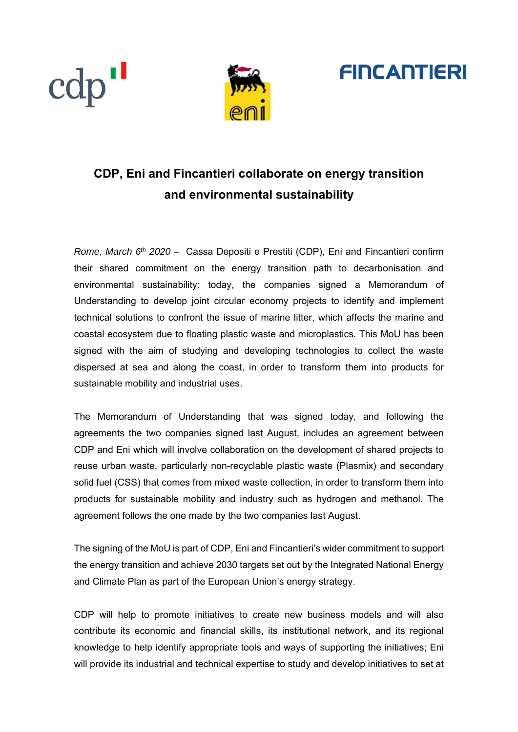# CDP, Eni and Fincantieri collaborate on energy transition and environmental sustainability

*Rome, March 6th 2020* – Cassa Depositi e Prestiti (CDP), Eni and Fincantieri confirm their shared commitment on the energy transition path to decarbonisation and environmental sustainability: today, the companies signed a Memorandum of Understanding to develop joint circular economy projects to identify and implement technical solutions to confront the issue of marine litter, which affects the marine and coastal ecosystem due to floating plastic waste and microplastics. This MoU has been signed with the aim of studying and developing technologies to collect the waste dispersed at sea and along the coast, in order to transform them into products for sustainable mobility and industrial uses.

The Memorandum of Understanding that was signed today, and following the agreements the two companies signed last August, includes an agreement between CDP and Eni which will involve collaboration on the development of shared projects to reuse urban waste, particularly non-recyclable plastic waste (Plasmix) and secondary solid fuel (CSS) that comes from mixed waste collection, in order to transform them into products for sustainable mobility and industry such as hydrogen and methanol. The agreement follows the one made by the two companies last August.

The signing of the MoU is part of CDP, Eni and Fincantieri's wider commitment to support the energy transition and achieve 2030 targets set out by the Integrated National Energy and Climate Plan as part of the European Union's energy strategy.

CDP will help to promote initiatives to create new business models and will also contribute its economic and financial skills, its institutional network, and its regional knowledge to help identify appropriate tools and ways of supporting the initiatives; Eni will provide its industrial and technical expertise to study and develop initiatives to set at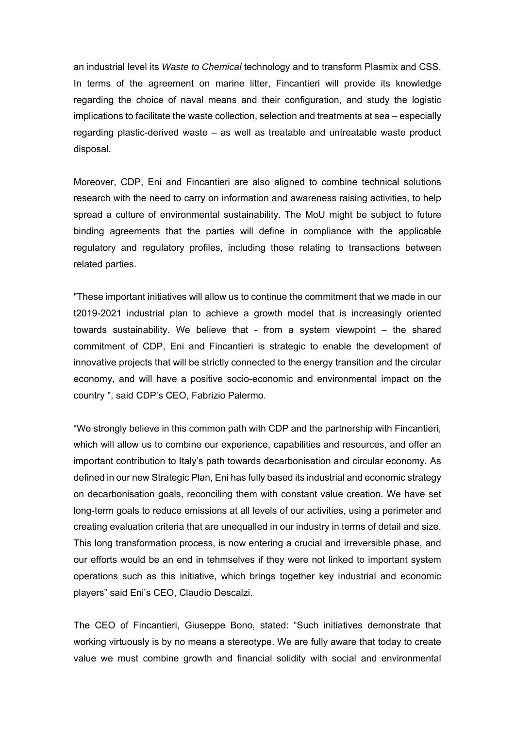an industrial level its *Waste to Chemical* technology and to transform Plasmix and CSS. In terms of the agreement on marine litter, Fincantieri will provide its knowledge regarding the choice of naval means and their configuration, and study the logistic implications to facilitate the waste collection, selection and treatments at sea – especially regarding plastic-derived waste – as well as treatable and untreatable waste product disposal.

Moreover, CDP, Eni and Fincantieri are also aligned to combine technical solutions research with the need to carry on information and awareness raising activities, to help spread a culture of environmental sustainability. The MoU might be subject to future binding agreements that the parties will define in compliance with the applicable regulatory and regulatory profiles, including those relating to transactions between related parties.

"These important initiatives will allow us to continue the commitment that we made in our t2019-2021 industrial plan to achieve a growth model that is increasingly oriented towards sustainability. We believe that - from a system viewpoint – the shared commitment of CDP, Eni and Fincantieri is strategic to enable the development of innovative projects that will be strictly connected to the energy transition and the circular economy, and will have a positive socio-economic and environmental impact on the country ", said CDP's CEO, Fabrizio Palermo.

"We strongly believe in this common path with CDP and the partnership with Fincantieri, which will allow us to combine our experience, capabilities and resources, and offer an important contribution to Italy's path towards decarbonisation and circular economy. As defined in our new Strategic Plan, Eni has fully based its industrial and economic strategy on decarbonisation goals, reconciling them with constant value creation. We have set long-term goals to reduce emissions at all levels of our activities, using a perimeter and creating evaluation criteria that are unequalled in our industry in terms of detail and size. This long transformation process, is now entering a crucial and irreversible phase, and our efforts would be an end in tehmselves if they were not linked to important system operations such as this initiative, which brings together key industrial and economic players" said Eni's CEO, Claudio Descalzi.

The CEO of Fincantieri, Giuseppe Bono, stated: "Such initiatives demonstrate that working virtuously is by no means a stereotype. We are fully aware that today to create value we must combine growth and financial solidity with social and environmental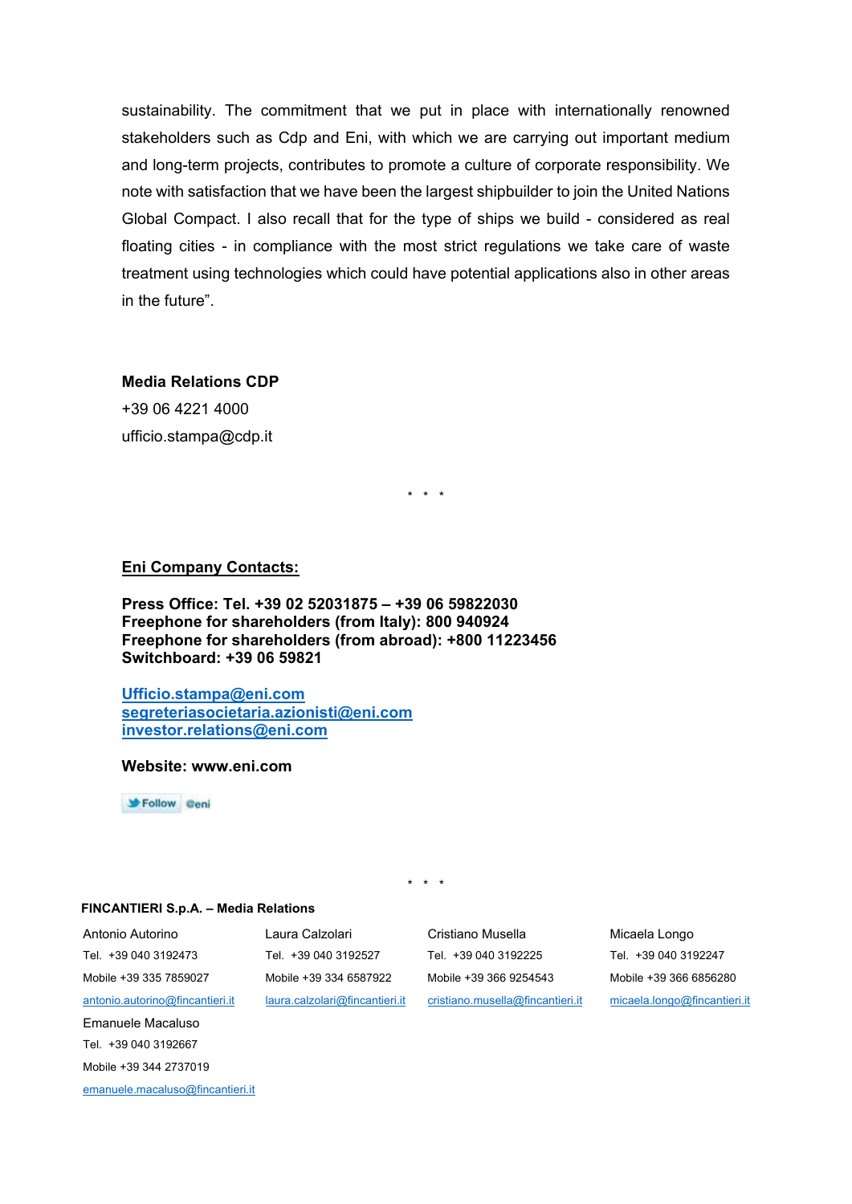sustainability. The commitment that we put in place with internationally renowned stakeholders such as Cdp and Eni, with which we are carrying out important medium and long-term projects, contributes to promote a culture of corporate responsibility. We note with satisfaction that we have been the largest shipbuilder to join the United Nations Global Compact. I also recall that for the type of ships we build - considered as real floating cities - in compliance with the most strict regulations we take care of waste treatment using technologies which could have potential applications also in other areas in the future".

**Media Relations CDP**

+39 06 4221 4000

ufficio.stampa@cdp.it

\* \* \*

**Eni Company Contacts:**

**Press Office: Tel. +39 02 52031875 – +39 06 59822030**
**Freephone for shareholders (from Italy): 800 940924**
**Freephone for shareholders (from abroad): +800 11223456**
**Switchboard: +39 06 59821**

**Ufficio.stampa@eni.com**
**segreteriasocietaria.azionisti@eni.com**
**investor.relations@eni.com**

**Website: www.eni.com**

Follow @eni

\* \* \*

**FINCANTIERI S.p.A. – Media Relations**

Antonio Autorino
Tel. +39 040 3192473
Mobile +39 335 7859027
antonio.autorino@fincantieri.it

Laura Calzolari
Tel. +39 040 3192527
Mobile +39 334 6587922
laura.calzolari@fincantieri.it

Cristiano Musella
Tel. +39 040 3192225
Mobile +39 366 9254543
cristiano.musella@fincantieri.it

Micaela Longo
Tel. +39 040 3192247
Mobile +39 366 6856280
micaela.longo@fincantieri.it

Emanuele Macaluso
Tel. +39 040 3192667
Mobile +39 344 2737019
emanuele.macaluso@fincantieri.it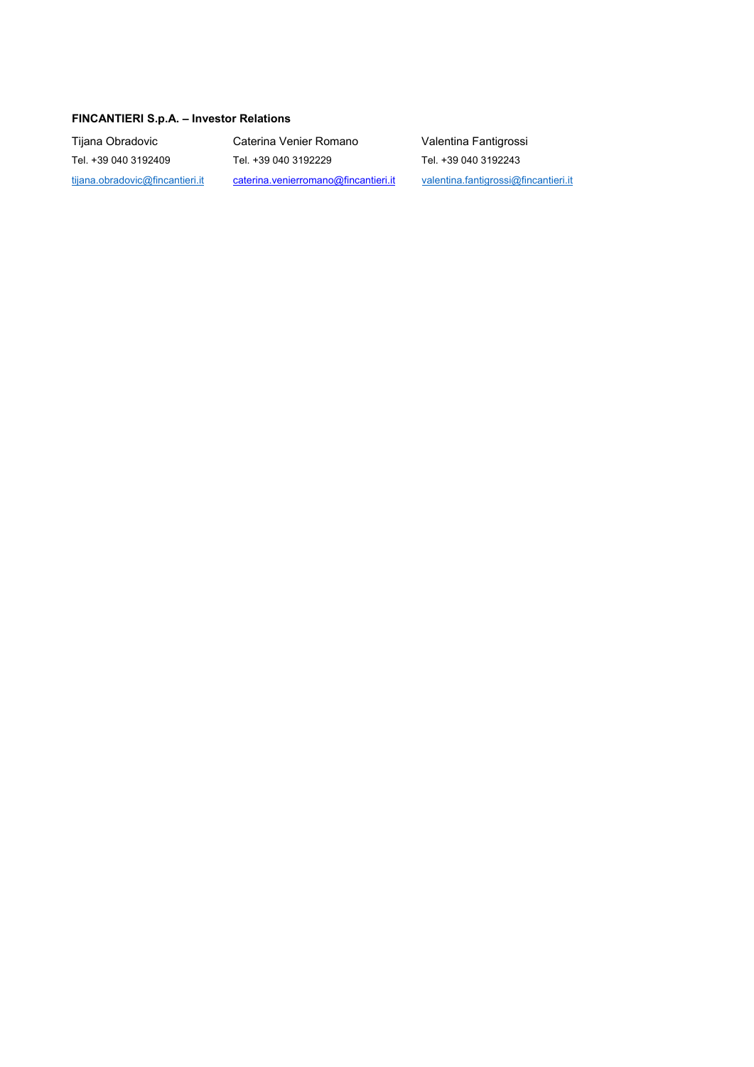**FINCANTIERI S.p.A. – Investor Relations**

| | | |
|---|---|---|
| Tijana Obradovic | Caterina Venier Romano | Valentina Fantigrossi |
| Tel. +39 040 3192409 | Tel. +39 040 3192229 | Tel. +39 040 3192243 |
| tijana.obradovic@fincantieri.it | caterina.venierromano@fincantieri.it | valentina.fantigrossi@fincantieri.it |